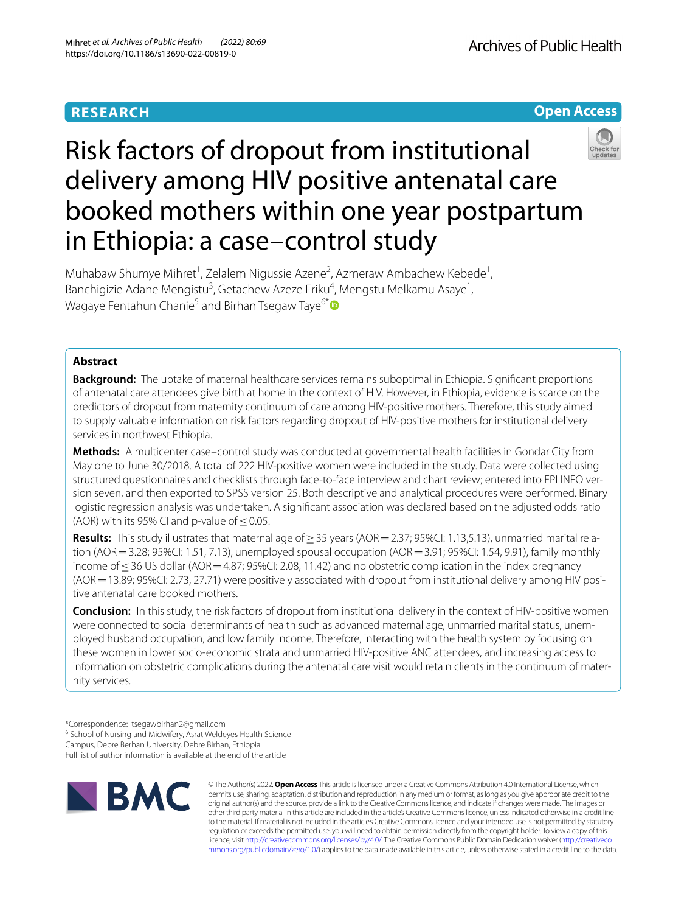RESEARCH

Open Access

# Risk factors of dropout from institutional delivery among HIV positive antenatal care booked mothers within one year postpartum in Ethiopia: a case–control study

Muhabaw Shumye Mihret[1], Zelalem Nigussie Azene[2], Azmeraw Ambachew Kebede[1], Banchigizie Adane Mengistu[3], Getachew Azeze Eriku[4], Mengstu Melkamu Asaye[1], Wagaye Fentahun Chanie[5] and Birhan Tsegaw Taye[6*]

## Abstract

**Background:** The uptake of maternal healthcare services remains suboptimal in Ethiopia. Significant proportions of antenatal care attendees give birth at home in the context of HIV. However, in Ethiopia, evidence is scarce on the predictors of dropout from maternity continuum of care among HIV-positive mothers. Therefore, this study aimed to supply valuable information on risk factors regarding dropout of HIV-positive mothers for institutional delivery services in northwest Ethiopia.

**Methods:** A multicenter case–control study was conducted at governmental health facilities in Gondar City from May one to June 30/2018. A total of 222 HIV-positive women were included in the study. Data were collected using structured questionnaires and checklists through face-to-face interview and chart review; entered into EPI INFO version seven, and then exported to SPSS version 25. Both descriptive and analytical procedures were performed. Binary logistic regression analysis was undertaken. A significant association was declared based on the adjusted odds ratio (AOR) with its 95% CI and p-value of $\leq 0.05$.

**Results:** This study illustrates that maternal age of $\geq 35$ years (AOR = 2.37; 95%CI: 1.13,5.13), unmarried marital relation (AOR = 3.28; 95%CI: 1.51, 7.13), unemployed spousal occupation (AOR = 3.91; 95%CI: 1.54, 9.91), family monthly income of $\leq 36$ US dollar (AOR = 4.87; 95%CI: 2.08, 11.42) and no obstetric complication in the index pregnancy (AOR = 13.89; 95%CI: 2.73, 27.71) were positively associated with dropout from institutional delivery among HIV positive antenatal care booked mothers.

**Conclusion:** In this study, the risk factors of dropout from institutional delivery in the context of HIV-positive women were connected to social determinants of health such as advanced maternal age, unmarried marital status, unemployed husband occupation, and low family income. Therefore, interacting with the health system by focusing on these women in lower socio-economic strata and unmarried HIV-positive ANC attendees, and increasing access to information on obstetric complications during the antenatal care visit would retain clients in the continuum of maternity services.

*Correspondence: tsegawbirhan2@gmail.com

[6] School of Nursing and Midwifery, Asrat Weldeyes Health Science Campus, Debre Berhan University, Debre Berhan, Ethiopia

Full list of author information is available at the end of the article

© The Author(s) 2022. **Open Access** This article is licensed under a Creative Commons Attribution 4.0 International License, which permits use, sharing, adaptation, distribution and reproduction in any medium or format, as long as you give appropriate credit to the original author(s) and the source, provide a link to the Creative Commons licence, and indicate if changes were made. The images or other third party material in this article are included in the article's Creative Commons licence, unless indicated otherwise in a credit line to the material. If material is not included in the article's Creative Commons licence and your intended use is not permitted by statutory regulation or exceeds the permitted use, you will need to obtain permission directly from the copyright holder. To view a copy of this licence, visit http://creativecommons.org/licenses/by/4.0/. The Creative Commons Public Domain Dedication waiver (http://creativecommons.org/publicdomain/zero/1.0/) applies to the data made available in this article, unless otherwise stated in a credit line to the data.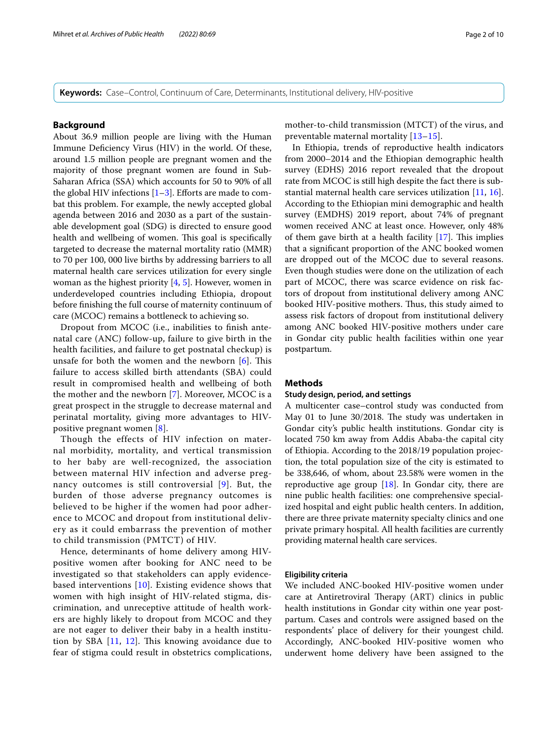**Keywords:** Case–Control, Continuum of Care, Determinants, Institutional delivery, HIV-positive

## Background

About 36.9 million people are living with the Human Immune Deficiency Virus (HIV) in the world. Of these, around 1.5 million people are pregnant women and the majority of those pregnant women are found in Sub-Saharan Africa (SSA) which accounts for 50 to 90% of all the global HIV infections [1–3]. Efforts are made to combat this problem. For example, the newly accepted global agenda between 2016 and 2030 as a part of the sustainable development goal (SDG) is directed to ensure good health and wellbeing of women. This goal is specifically targeted to decrease the maternal mortality ratio (MMR) to 70 per 100, 000 live births by addressing barriers to all maternal health care services utilization for every single woman as the highest priority [4, 5]. However, women in underdeveloped countries including Ethiopia, dropout before finishing the full course of maternity continuum of care (MCOC) remains a bottleneck to achieving so.

Dropout from MCOC (i.e., inabilities to finish antenatal care (ANC) follow-up, failure to give birth in the health facilities, and failure to get postnatal checkup) is unsafe for both the women and the newborn [6]. This failure to access skilled birth attendants (SBA) could result in compromised health and wellbeing of both the mother and the newborn [7]. Moreover, MCOC is a great prospect in the struggle to decrease maternal and perinatal mortality, giving more advantages to HIV-positive pregnant women [8].

Though the effects of HIV infection on maternal morbidity, mortality, and vertical transmission to her baby are well-recognized, the association between maternal HIV infection and adverse pregnancy outcomes is still controversial [9]. But, the burden of those adverse pregnancy outcomes is believed to be higher if the women had poor adherence to MCOC and dropout from institutional delivery as it could embarrass the prevention of mother to child transmission (PMTCT) of HIV.

Hence, determinants of home delivery among HIV-positive women after booking for ANC need to be investigated so that stakeholders can apply evidence-based interventions [10]. Existing evidence shows that women with high insight of HIV-related stigma, discrimination, and unreceptive attitude of health workers are highly likely to dropout from MCOC and they are not eager to deliver their baby in a health institution by SBA [11, 12]. This knowing avoidance due to fear of stigma could result in obstetrics complications, mother-to-child transmission (MTCT) of the virus, and preventable maternal mortality [13–15].

In Ethiopia, trends of reproductive health indicators from 2000–2014 and the Ethiopian demographic health survey (EDHS) 2016 report revealed that the dropout rate from MCOC is still high despite the fact there is substantial maternal health care services utilization [11, 16]. According to the Ethiopian mini demographic and health survey (EMDHS) 2019 report, about 74% of pregnant women received ANC at least once. However, only 48% of them gave birth at a health facility [17]. This implies that a significant proportion of the ANC booked women are dropped out of the MCOC due to several reasons. Even though studies were done on the utilization of each part of MCOC, there was scarce evidence on risk factors of dropout from institutional delivery among ANC booked HIV-positive mothers. Thus, this study aimed to assess risk factors of dropout from institutional delivery among ANC booked HIV-positive mothers under care in Gondar city public health facilities within one year postpartum.

## Methods

### Study design, period, and settings

A multicenter case–control study was conducted from May 01 to June 30/2018. The study was undertaken in Gondar city's public health institutions. Gondar city is located 750 km away from Addis Ababa-the capital city of Ethiopia. According to the 2018/19 population projection, the total population size of the city is estimated to be 338,646, of whom, about 23.58% were women in the reproductive age group [18]. In Gondar city, there are nine public health facilities: one comprehensive specialized hospital and eight public health centers. In addition, there are three private maternity specialty clinics and one private primary hospital. All health facilities are currently providing maternal health care services.

### Eligibility criteria

We included ANC-booked HIV-positive women under care at Antiretroviral Therapy (ART) clinics in public health institutions in Gondar city within one year postpartum. Cases and controls were assigned based on the respondents' place of delivery for their youngest child. Accordingly, ANC-booked HIV-positive women who underwent home delivery have been assigned to the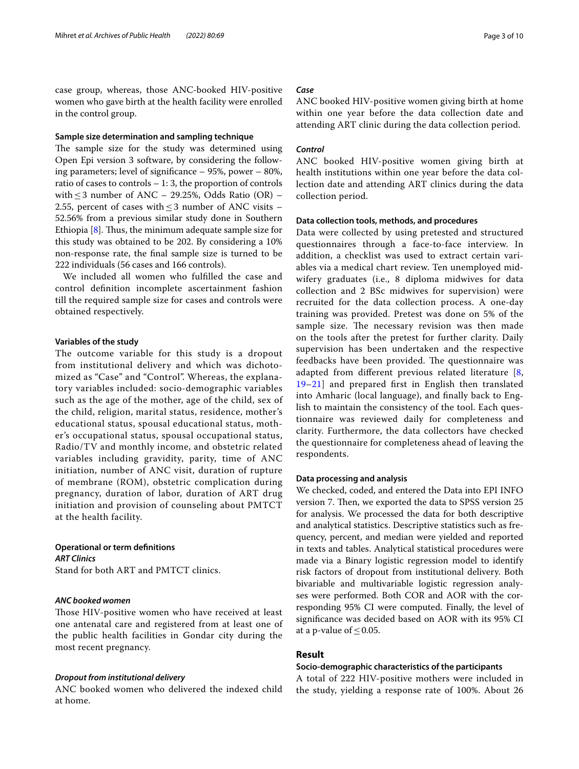case group, whereas, those ANC-booked HIV-positive women who gave birth at the health facility were enrolled in the control group.

### Sample size determination and sampling technique

The sample size for the study was determined using Open Epi version 3 software, by considering the following parameters; level of significance – 95%, power – 80%, ratio of cases to controls – 1: 3, the proportion of controls with $\leq 3$ number of ANC – 29.25%, Odds Ratio (OR) – 2.55, percent of cases with $\leq 3$ number of ANC visits – 52.56% from a previous similar study done in Southern Ethiopia [8]. Thus, the minimum adequate sample size for this study was obtained to be 202. By considering a 10% non-response rate, the final sample size is turned to be 222 individuals (56 cases and 166 controls).

We included all women who fulfilled the case and control definition incomplete ascertainment fashion till the required sample size for cases and controls were obtained respectively.

### Variables of the study

The outcome variable for this study is a dropout from institutional delivery and which was dichotomized as "Case" and "Control". Whereas, the explanatory variables included: socio-demographic variables such as the age of the mother, age of the child, sex of the child, religion, marital status, residence, mother's educational status, spousal educational status, mother's occupational status, spousal occupational status, Radio/TV and monthly income, and obstetric related variables including gravidity, parity, time of ANC initiation, number of ANC visit, duration of rupture of membrane (ROM), obstetric complication during pregnancy, duration of labor, duration of ART drug initiation and provision of counseling about PMTCT at the health facility.

### Operational or term definitions

#### *ART Clinics*

Stand for both ART and PMTCT clinics.

#### *ANC booked women*

Those HIV-positive women who have received at least one antenatal care and registered from at least one of the public health facilities in Gondar city during the most recent pregnancy.

#### *Dropout from institutional delivery*

ANC booked women who delivered the indexed child at home.

#### *Case*

ANC booked HIV-positive women giving birth at home within one year before the data collection date and attending ART clinic during the data collection period.

#### *Control*

ANC booked HIV-positive women giving birth at health institutions within one year before the data collection date and attending ART clinics during the data collection period.

### Data collection tools, methods, and procedures

Data were collected by using pretested and structured questionnaires through a face-to-face interview. In addition, a checklist was used to extract certain variables via a medical chart review. Ten unemployed midwifery graduates (i.e., 8 diploma midwives for data collection and 2 BSc midwives for supervision) were recruited for the data collection process. A one-day training was provided. Pretest was done on 5% of the sample size. The necessary revision was then made on the tools after the pretest for further clarity. Daily supervision has been undertaken and the respective feedbacks have been provided. The questionnaire was adapted from different previous related literature [8, 19–21] and prepared first in English then translated into Amharic (local language), and finally back to English to maintain the consistency of the tool. Each questionnaire was reviewed daily for completeness and clarity. Furthermore, the data collectors have checked the questionnaire for completeness ahead of leaving the respondents.

### Data processing and analysis

We checked, coded, and entered the Data into EPI INFO version 7. Then, we exported the data to SPSS version 25 for analysis. We processed the data for both descriptive and analytical statistics. Descriptive statistics such as frequency, percent, and median were yielded and reported in texts and tables. Analytical statistical procedures were made via a Binary logistic regression model to identify risk factors of dropout from institutional delivery. Both bivariable and multivariable logistic regression analyses were performed. Both COR and AOR with the corresponding 95% CI were computed. Finally, the level of significance was decided based on AOR with its 95% CI at a p-value of $\leq 0.05$.

## Result

### Socio-demographic characteristics of the participants

A total of 222 HIV-positive mothers were included in the study, yielding a response rate of 100%. About 26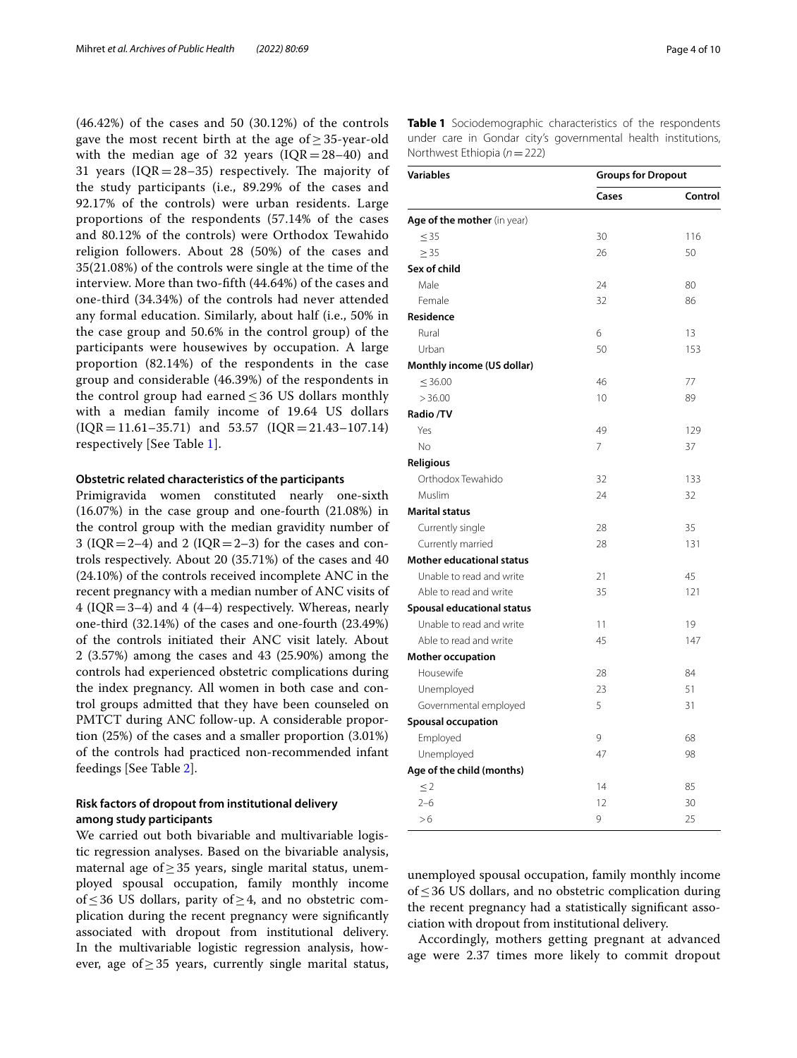(46.42%) of the cases and 50 (30.12%) of the controls gave the most recent birth at the age of ≥ 35-year-old with the median age of 32 years (IQR = 28–40) and 31 years (IQR = 28–35) respectively. The majority of the study participants (i.e., 89.29% of the cases and 92.17% of the controls) were urban residents. Large proportions of the respondents (57.14% of the cases and 80.12% of the controls) were Orthodox Tewahido religion followers. About 28 (50%) of the cases and 35(21.08%) of the controls were single at the time of the interview. More than two-fifth (44.64%) of the cases and one-third (34.34%) of the controls had never attended any formal education. Similarly, about half (i.e., 50% in the case group and 50.6% in the control group) of the participants were housewives by occupation. A large proportion (82.14%) of the respondents in the case group and considerable (46.39%) of the respondents in the control group had earned ≤ 36 US dollars monthly with a median family income of 19.64 US dollars (IQR = 11.61–35.71) and 53.57 (IQR = 21.43–107.14) respectively [See Table 1].

### Obstetric related characteristics of the participants

Primigravida women constituted nearly one-sixth (16.07%) in the case group and one-fourth (21.08%) in the control group with the median gravidity number of 3 (IQR = 2–4) and 2 (IQR = 2–3) for the cases and controls respectively. About 20 (35.71%) of the cases and 40 (24.10%) of the controls received incomplete ANC in the recent pregnancy with a median number of ANC visits of 4 (IQR = 3–4) and 4 (4–4) respectively. Whereas, nearly one-third (32.14%) of the cases and one-fourth (23.49%) of the controls initiated their ANC visit lately. About 2 (3.57%) among the cases and 43 (25.90%) among the controls had experienced obstetric complications during the index pregnancy. All women in both case and control groups admitted that they have been counseled on PMTCT during ANC follow-up. A considerable proportion (25%) of the cases and a smaller proportion (3.01%) of the controls had practiced non-recommended infant feedings [See Table 2].

### Risk factors of dropout from institutional delivery among study participants

We carried out both bivariable and multivariable logistic regression analyses. Based on the bivariable analysis, maternal age of ≥ 35 years, single marital status, unemployed spousal occupation, family monthly income of ≤ 36 US dollars, parity of ≥ 4, and no obstetric complication during the recent pregnancy were significantly associated with dropout from institutional delivery. In the multivariable logistic regression analysis, however, age of ≥ 35 years, currently single marital status, unemployed spousal occupation, family monthly income of ≤ 36 US dollars, and no obstetric complication during the recent pregnancy had a statistically significant association with dropout from institutional delivery.

Accordingly, mothers getting pregnant at advanced age were 2.37 times more likely to commit dropout

**Table 1** Sociodemographic characteristics of the respondents under care in Gondar city's governmental health institutions, Northwest Ethiopia (*n* = 222)

| Variables | Groups for Dropout | |
|---|---|---|
| | Cases | Control |
| **Age of the mother** (in year) | | |
| ≤ 35 | 30 | 116 |
| ≥ 35 | 26 | 50 |
| **Sex of child** | | |
| Male | 24 | 80 |
| Female | 32 | 86 |
| **Residence** | | |
| Rural | 6 | 13 |
| Urban | 50 | 153 |
| **Monthly income (US dollar)** | | |
| ≤ 36.00 | 46 | 77 |
| > 36.00 | 10 | 89 |
| **Radio /TV** | | |
| Yes | 49 | 129 |
| No | 7 | 37 |
| **Religious** | | |
| Orthodox Tewahido | 32 | 133 |
| Muslim | 24 | 32 |
| **Marital status** | | |
| Currently single | 28 | 35 |
| Currently married | 28 | 131 |
| **Mother educational status** | | |
| Unable to read and write | 21 | 45 |
| Able to read and write | 35 | 121 |
| **Spousal educational status** | | |
| Unable to read and write | 11 | 19 |
| Able to read and write | 45 | 147 |
| **Mother occupation** | | |
| Housewife | 28 | 84 |
| Unemployed | 23 | 51 |
| Governmental employed | 5 | 31 |
| **Spousal occupation** | | |
| Employed | 9 | 68 |
| Unemployed | 47 | 98 |
| **Age of the child (months)** | | |
| ≤ 2 | 14 | 85 |
| 2–6 | 12 | 30 |
| > 6 | 9 | 25 |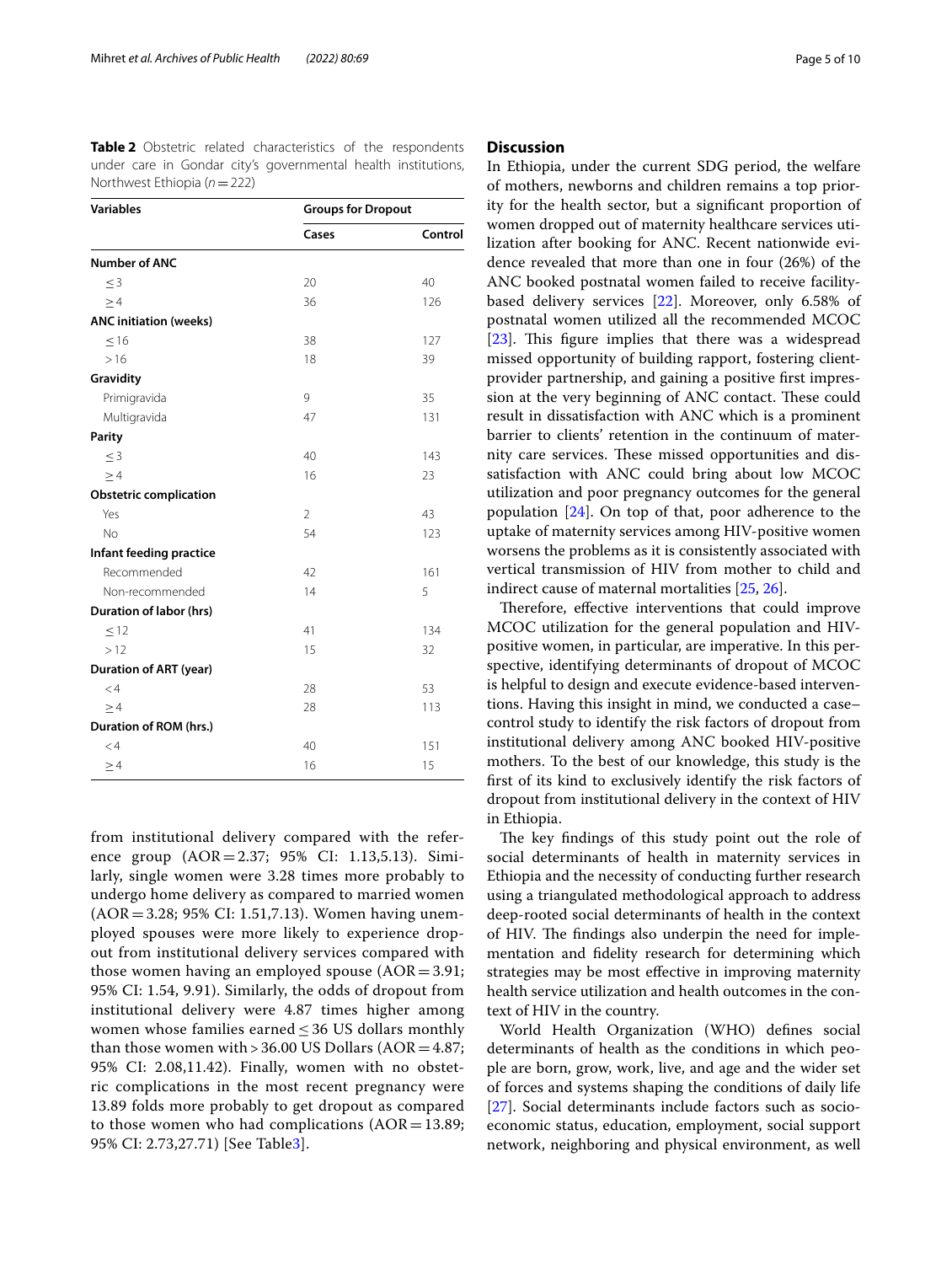**Table 2** Obstetric related characteristics of the respondents under care in Gondar city's governmental health institutions, Northwest Ethiopia ($n = 222$)

| Variables | Groups for Dropout | |
|---|---|---|
| | Cases | Control |
| **Number of ANC** | | |
| ≤ 3 | 20 | 40 |
| ≥ 4 | 36 | 126 |
| **ANC initiation (weeks)** | | |
| ≤ 16 | 38 | 127 |
| > 16 | 18 | 39 |
| **Gravidity** | | |
| Primigravida | 9 | 35 |
| Multigravida | 47 | 131 |
| **Parity** | | |
| ≤ 3 | 40 | 143 |
| ≥ 4 | 16 | 23 |
| **Obstetric complication** | | |
| Yes | 2 | 43 |
| No | 54 | 123 |
| **Infant feeding practice** | | |
| Recommended | 42 | 161 |
| Non-recommended | 14 | 5 |
| **Duration of labor (hrs)** | | |
| ≤ 12 | 41 | 134 |
| > 12 | 15 | 32 |
| **Duration of ART (year)** | | |
| < 4 | 28 | 53 |
| ≥ 4 | 28 | 113 |
| **Duration of ROM (hrs.)** | | |
| < 4 | 40 | 151 |
| ≥ 4 | 16 | 15 |

from institutional delivery compared with the reference group (AOR = 2.37; 95% CI: 1.13,5.13). Similarly, single women were 3.28 times more probably to undergo home delivery as compared to married women (AOR = 3.28; 95% CI: 1.51,7.13). Women having unemployed spouses were more likely to experience dropout from institutional delivery services compared with those women having an employed spouse (AOR = 3.91; 95% CI: 1.54, 9.91). Similarly, the odds of dropout from institutional delivery were 4.87 times higher among women whose families earned ≤ 36 US dollars monthly than those women with > 36.00 US Dollars (AOR = 4.87; 95% CI: 2.08,11.42). Finally, women with no obstetric complications in the most recent pregnancy were 13.89 folds more probably to get dropout as compared to those women who had complications (AOR = 13.89; 95% CI: 2.73,27.71) [See Table3].

## Discussion

In Ethiopia, under the current SDG period, the welfare of mothers, newborns and children remains a top priority for the health sector, but a significant proportion of women dropped out of maternity healthcare services utilization after booking for ANC. Recent nationwide evidence revealed that more than one in four (26%) of the ANC booked postnatal women failed to receive facility-based delivery services [22]. Moreover, only 6.58% of postnatal women utilized all the recommended MCOC [23]. This figure implies that there was a widespread missed opportunity of building rapport, fostering client-provider partnership, and gaining a positive first impression at the very beginning of ANC contact. These could result in dissatisfaction with ANC which is a prominent barrier to clients' retention in the continuum of maternity care services. These missed opportunities and dissatisfaction with ANC could bring about low MCOC utilization and poor pregnancy outcomes for the general population [24]. On top of that, poor adherence to the uptake of maternity services among HIV-positive women worsens the problems as it is consistently associated with vertical transmission of HIV from mother to child and indirect cause of maternal mortalities [25, 26].

Therefore, effective interventions that could improve MCOC utilization for the general population and HIV-positive women, in particular, are imperative. In this perspective, identifying determinants of dropout of MCOC is helpful to design and execute evidence-based interventions. Having this insight in mind, we conducted a case–control study to identify the risk factors of dropout from institutional delivery among ANC booked HIV-positive mothers. To the best of our knowledge, this study is the first of its kind to exclusively identify the risk factors of dropout from institutional delivery in the context of HIV in Ethiopia.

The key findings of this study point out the role of social determinants of health in maternity services in Ethiopia and the necessity of conducting further research using a triangulated methodological approach to address deep-rooted social determinants of health in the context of HIV. The findings also underpin the need for implementation and fidelity research for determining which strategies may be most effective in improving maternity health service utilization and health outcomes in the context of HIV in the country.

World Health Organization (WHO) defines social determinants of health as the conditions in which people are born, grow, work, live, and age and the wider set of forces and systems shaping the conditions of daily life [27]. Social determinants include factors such as socioeconomic status, education, employment, social support network, neighboring and physical environment, as well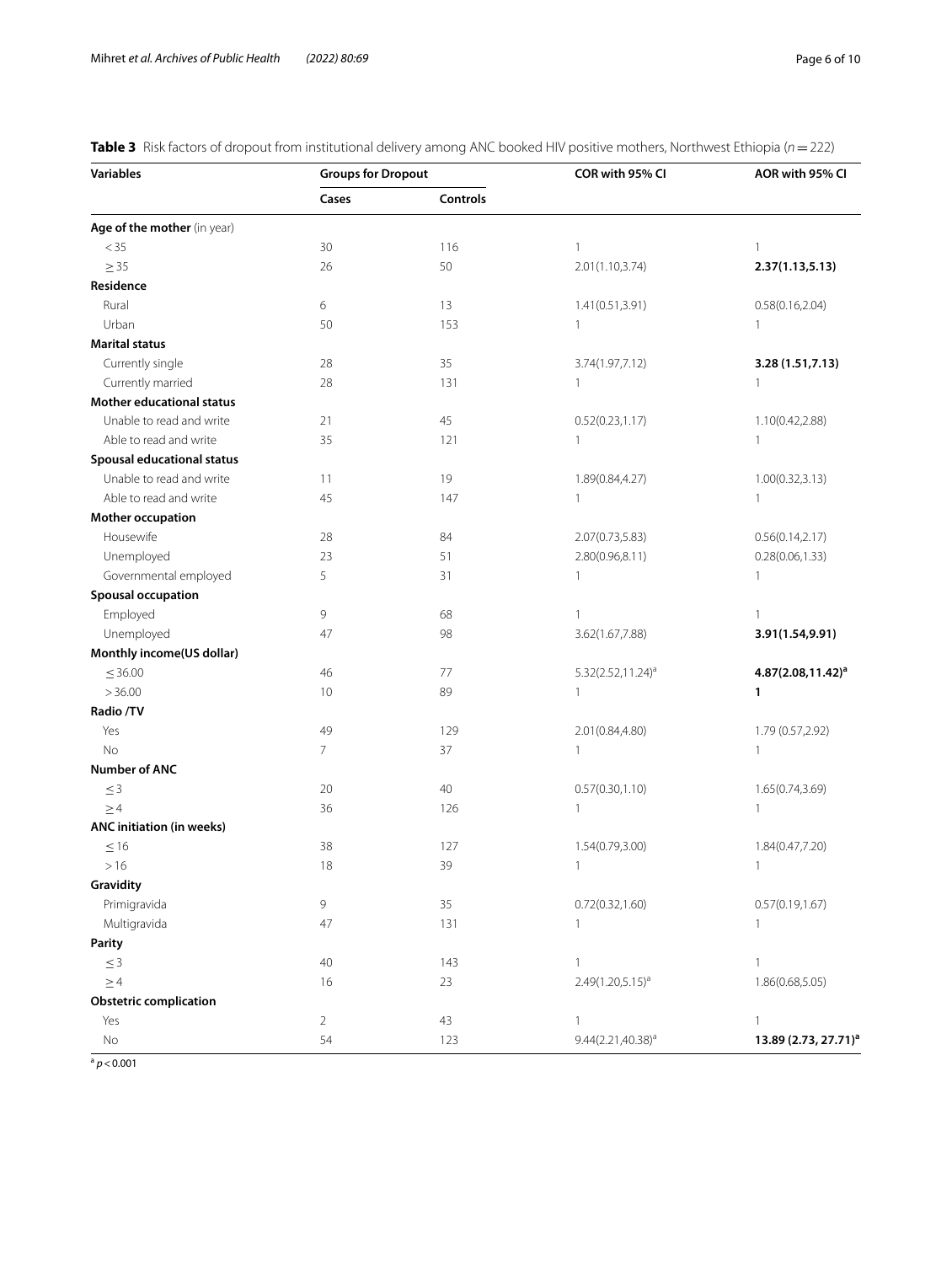**Table 3** Risk factors of dropout from institutional delivery among ANC booked HIV positive mothers, Northwest Ethiopia ($n = 222$)

| Variables | Groups for Dropout | | COR with 95% CI | AOR with 95% CI |
|---|---|---|---|---|
| | Cases | Controls | | |
| **Age of the mother** (in year) | | | | |
| $< 35$ | 30 | 116 | 1 | 1 |
| $\geq 35$ | 26 | 50 | 2.01(1.10,3.74) | **2.37(1.13,5.13)** |
| **Residence** | | | | |
| Rural | 6 | 13 | 1.41(0.51,3.91) | 0.58(0.16,2.04) |
| Urban | 50 | 153 | 1 | 1 |
| **Marital status** | | | | |
| Currently single | 28 | 35 | 3.74(1.97,7.12) | **3.28 (1.51,7.13)** |
| Currently married | 28 | 131 | 1 | 1 |
| **Mother educational status** | | | | |
| Unable to read and write | 21 | 45 | 0.52(0.23,1.17) | 1.10(0.42,2.88) |
| Able to read and write | 35 | 121 | 1 | 1 |
| **Spousal educational status** | | | | |
| Unable to read and write | 11 | 19 | 1.89(0.84,4.27) | 1.00(0.32,3.13) |
| Able to read and write | 45 | 147 | 1 | 1 |
| **Mother occupation** | | | | |
| Housewife | 28 | 84 | 2.07(0.73,5.83) | 0.56(0.14,2.17) |
| Unemployed | 23 | 51 | 2.80(0.96,8.11) | 0.28(0.06,1.33) |
| Governmental employed | 5 | 31 | 1 | 1 |
| **Spousal occupation** | | | | |
| Employed | 9 | 68 | 1 | 1 |
| Unemployed | 47 | 98 | 3.62(1.67,7.88) | **3.91(1.54,9.91)** |
| **Monthly income(US dollar)** | | | | |
| $\leq 36.00$ | 46 | 77 | 5.32(2.52,11.24)[a] | **4.87(2.08,11.42)[a]** |
| $> 36.00$ | 10 | 89 | 1 | **1** |
| **Radio /TV** | | | | |
| Yes | 49 | 129 | 2.01(0.84,4.80) | 1.79 (0.57,2.92) |
| No | 7 | 37 | 1 | 1 |
| **Number of ANC** | | | | |
| $\leq 3$ | 20 | 40 | 0.57(0.30,1.10) | 1.65(0.74,3.69) |
| $\geq 4$ | 36 | 126 | 1 | 1 |
| **ANC initiation (in weeks)** | | | | |
| $\leq 16$ | 38 | 127 | 1.54(0.79,3.00) | 1.84(0.47,7.20) |
| $> 16$ | 18 | 39 | 1 | 1 |
| **Gravidity** | | | | |
| Primigravida | 9 | 35 | 0.72(0.32,1.60) | 0.57(0.19,1.67) |
| Multigravida | 47 | 131 | 1 | 1 |
| **Parity** | | | | |
| $\leq 3$ | 40 | 143 | 1 | 1 |
| $\geq 4$ | 16 | 23 | 2.49(1.20,5.15)[a] | 1.86(0.68,5.05) |
| **Obstetric complication** | | | | |
| Yes | 2 | 43 | 1 | 1 |
| No | 54 | 123 | 9.44(2.21,40.38)[a] | **13.89 (2.73, 27.71)[a]** |

[a] $p < 0.001$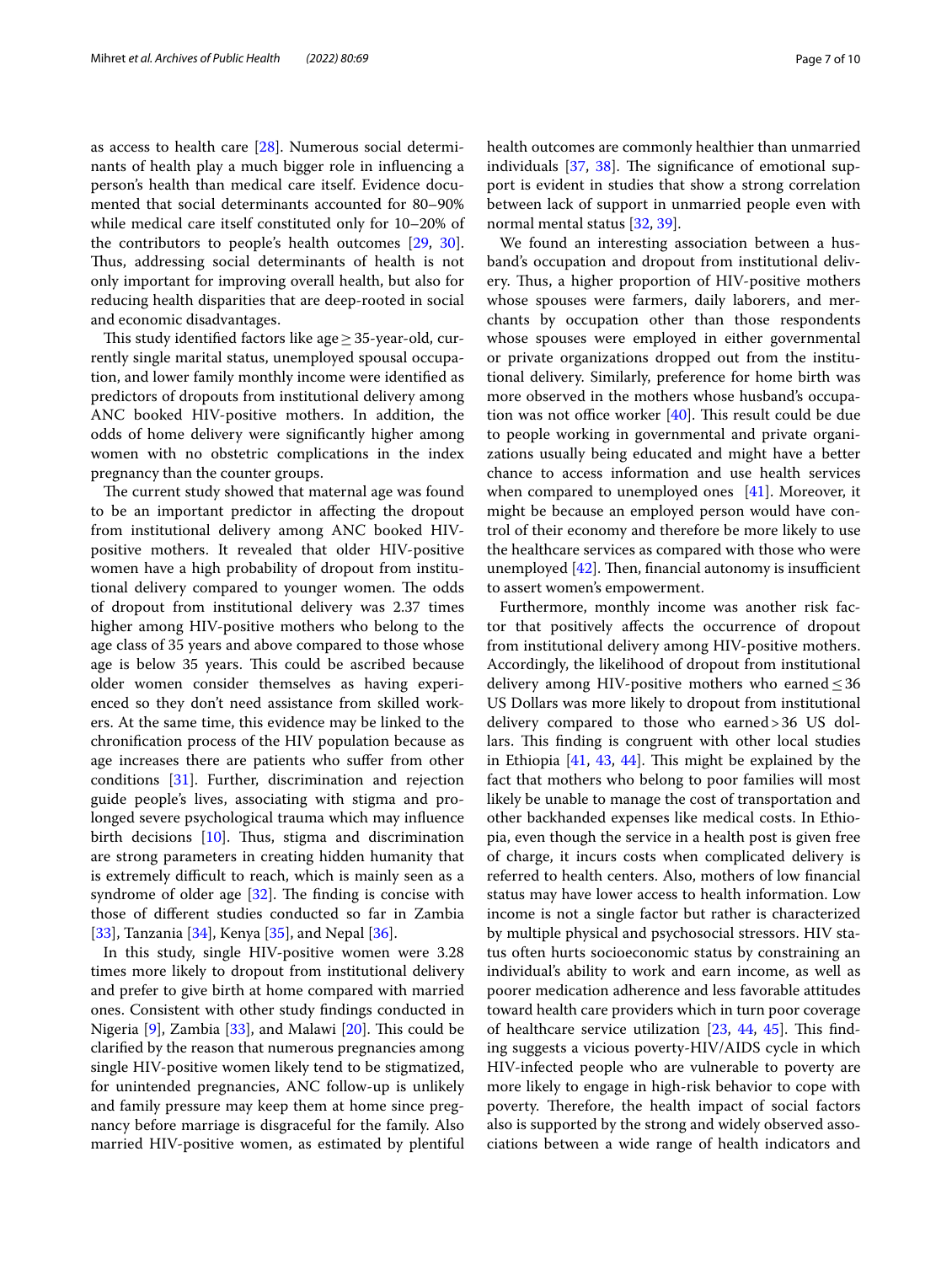as access to health care [28]. Numerous social determinants of health play a much bigger role in influencing a person's health than medical care itself. Evidence documented that social determinants accounted for 80–90% while medical care itself constituted only for 10–20% of the contributors to people's health outcomes [29, 30]. Thus, addressing social determinants of health is not only important for improving overall health, but also for reducing health disparities that are deep-rooted in social and economic disadvantages.

This study identified factors like age ≥ 35-year-old, currently single marital status, unemployed spousal occupation, and lower family monthly income were identified as predictors of dropouts from institutional delivery among ANC booked HIV-positive mothers. In addition, the odds of home delivery were significantly higher among women with no obstetric complications in the index pregnancy than the counter groups.

The current study showed that maternal age was found to be an important predictor in affecting the dropout from institutional delivery among ANC booked HIV-positive mothers. It revealed that older HIV-positive women have a high probability of dropout from institutional delivery compared to younger women. The odds of dropout from institutional delivery was 2.37 times higher among HIV-positive mothers who belong to the age class of 35 years and above compared to those whose age is below 35 years. This could be ascribed because older women consider themselves as having experienced so they don't need assistance from skilled workers. At the same time, this evidence may be linked to the chronification process of the HIV population because as age increases there are patients who suffer from other conditions [31]. Further, discrimination and rejection guide people's lives, associating with stigma and prolonged severe psychological trauma which may influence birth decisions [10]. Thus, stigma and discrimination are strong parameters in creating hidden humanity that is extremely difficult to reach, which is mainly seen as a syndrome of older age [32]. The finding is concise with those of different studies conducted so far in Zambia [33], Tanzania [34], Kenya [35], and Nepal [36].

In this study, single HIV-positive women were 3.28 times more likely to dropout from institutional delivery and prefer to give birth at home compared with married ones. Consistent with other study findings conducted in Nigeria [9], Zambia [33], and Malawi [20]. This could be clarified by the reason that numerous pregnancies among single HIV-positive women likely tend to be stigmatized, for unintended pregnancies, ANC follow-up is unlikely and family pressure may keep them at home since pregnancy before marriage is disgraceful for the family. Also married HIV-positive women, as estimated by plentiful health outcomes are commonly healthier than unmarried individuals [37, 38]. The significance of emotional support is evident in studies that show a strong correlation between lack of support in unmarried people even with normal mental status [32, 39].

We found an interesting association between a husband's occupation and dropout from institutional delivery. Thus, a higher proportion of HIV-positive mothers whose spouses were farmers, daily laborers, and merchants by occupation other than those respondents whose spouses were employed in either governmental or private organizations dropped out from the institutional delivery. Similarly, preference for home birth was more observed in the mothers whose husband's occupation was not office worker [40]. This result could be due to people working in governmental and private organizations usually being educated and might have a better chance to access information and use health services when compared to unemployed ones [41]. Moreover, it might be because an employed person would have control of their economy and therefore be more likely to use the healthcare services as compared with those who were unemployed [42]. Then, financial autonomy is insufficient to assert women's empowerment.

Furthermore, monthly income was another risk factor that positively affects the occurrence of dropout from institutional delivery among HIV-positive mothers. Accordingly, the likelihood of dropout from institutional delivery among HIV-positive mothers who earned ≤ 36 US Dollars was more likely to dropout from institutional delivery compared to those who earned > 36 US dollars. This finding is congruent with other local studies in Ethiopia [41, 43, 44]. This might be explained by the fact that mothers who belong to poor families will most likely be unable to manage the cost of transportation and other backhanded expenses like medical costs. In Ethiopia, even though the service in a health post is given free of charge, it incurs costs when complicated delivery is referred to health centers. Also, mothers of low financial status may have lower access to health information. Low income is not a single factor but rather is characterized by multiple physical and psychosocial stressors. HIV status often hurts socioeconomic status by constraining an individual's ability to work and earn income, as well as poorer medication adherence and less favorable attitudes toward health care providers which in turn poor coverage of healthcare service utilization [23, 44, 45]. This finding suggests a vicious poverty-HIV/AIDS cycle in which HIV-infected people who are vulnerable to poverty are more likely to engage in high-risk behavior to cope with poverty. Therefore, the health impact of social factors also is supported by the strong and widely observed associations between a wide range of health indicators and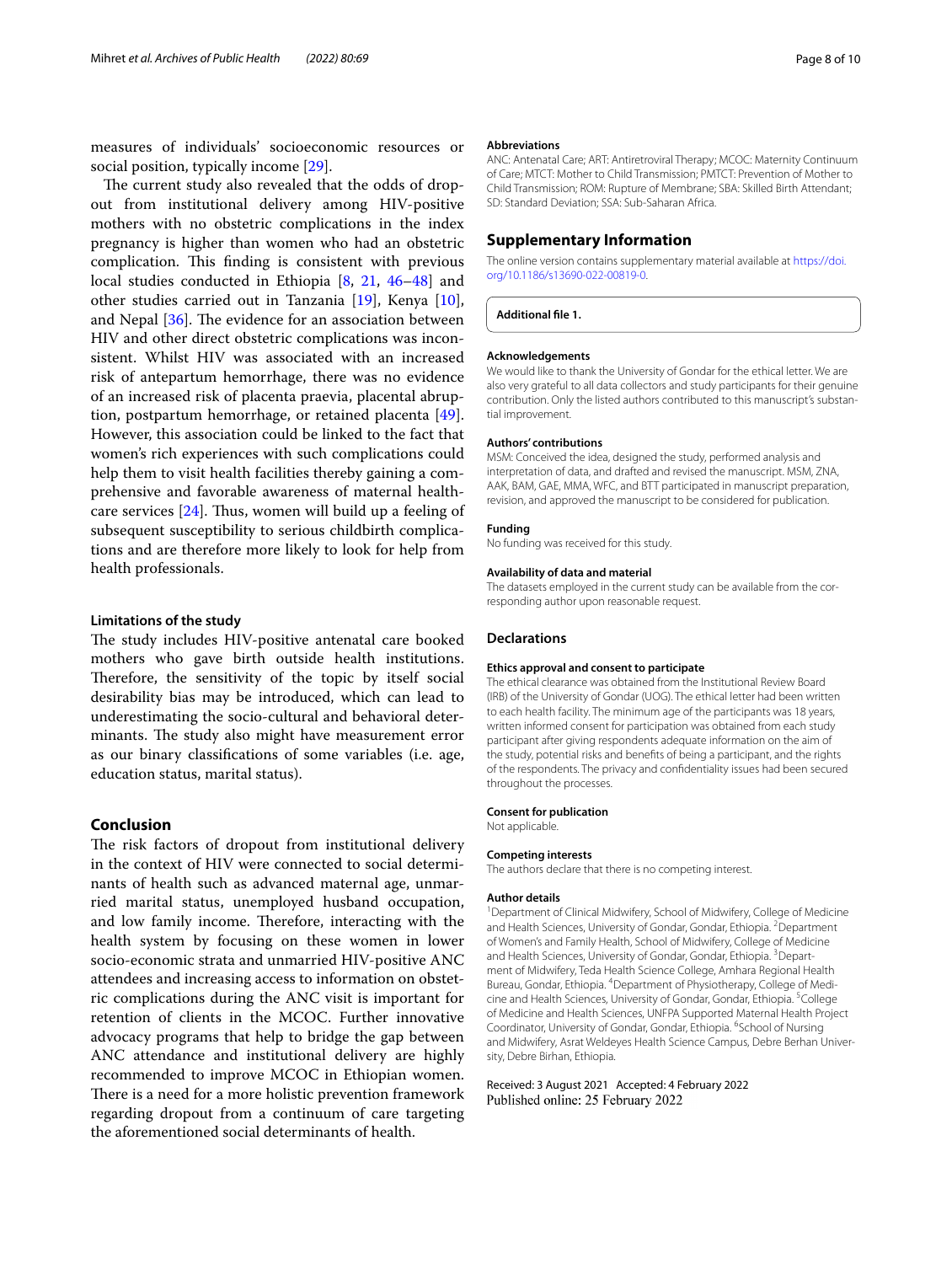measures of individuals' socioeconomic resources or social position, typically income [29].

The current study also revealed that the odds of dropout from institutional delivery among HIV-positive mothers with no obstetric complications in the index pregnancy is higher than women who had an obstetric complication. This finding is consistent with previous local studies conducted in Ethiopia [8, 21, 46–48] and other studies carried out in Tanzania [19], Kenya [10], and Nepal [36]. The evidence for an association between HIV and other direct obstetric complications was inconsistent. Whilst HIV was associated with an increased risk of antepartum hemorrhage, there was no evidence of an increased risk of placenta praevia, placental abruption, postpartum hemorrhage, or retained placenta [49]. However, this association could be linked to the fact that women's rich experiences with such complications could help them to visit health facilities thereby gaining a comprehensive and favorable awareness of maternal healthcare services [24]. Thus, women will build up a feeling of subsequent susceptibility to serious childbirth complications and are therefore more likely to look for help from health professionals.

### Limitations of the study

The study includes HIV-positive antenatal care booked mothers who gave birth outside health institutions. Therefore, the sensitivity of the topic by itself social desirability bias may be introduced, which can lead to underestimating the socio-cultural and behavioral determinants. The study also might have measurement error as our binary classifications of some variables (i.e. age, education status, marital status).

## Conclusion

The risk factors of dropout from institutional delivery in the context of HIV were connected to social determinants of health such as advanced maternal age, unmarried marital status, unemployed husband occupation, and low family income. Therefore, interacting with the health system by focusing on these women in lower socio-economic strata and unmarried HIV-positive ANC attendees and increasing access to information on obstetric complications during the ANC visit is important for retention of clients in the MCOC. Further innovative advocacy programs that help to bridge the gap between ANC attendance and institutional delivery are highly recommended to improve MCOC in Ethiopian women. There is a need for a more holistic prevention framework regarding dropout from a continuum of care targeting the aforementioned social determinants of health.

#### Abbreviations

ANC: Antenatal Care; ART: Antiretroviral Therapy; MCOC: Maternity Continuum of Care; MTCT: Mother to Child Transmission; PMTCT: Prevention of Mother to Child Transmission; ROM: Rupture of Membrane; SBA: Skilled Birth Attendant; SD: Standard Deviation; SSA: Sub-Saharan Africa.

## Supplementary Information

The online version contains supplementary material available at https://doi.org/10.1186/s13690-022-00819-0.

**Additional file 1.**

#### Acknowledgements

We would like to thank the University of Gondar for the ethical letter. We are also very grateful to all data collectors and study participants for their genuine contribution. Only the listed authors contributed to this manuscript's substantial improvement.

#### Authors' contributions

MSM: Conceived the idea, designed the study, performed analysis and interpretation of data, and drafted and revised the manuscript. MSM, ZNA, AAK, BAM, GAE, MMA, WFC, and BTT participated in manuscript preparation, revision, and approved the manuscript to be considered for publication.

#### Funding

No funding was received for this study.

#### Availability of data and material

The datasets employed in the current study can be available from the corresponding author upon reasonable request.

## Declarations

#### Ethics approval and consent to participate

The ethical clearance was obtained from the Institutional Review Board (IRB) of the University of Gondar (UOG). The ethical letter had been written to each health facility. The minimum age of the participants was 18 years, written informed consent for participation was obtained from each study participant after giving respondents adequate information on the aim of the study, potential risks and benefits of being a participant, and the rights of the respondents. The privacy and confidentiality issues had been secured throughout the processes.

#### Consent for publication

Not applicable.

#### Competing interests

The authors declare that there is no competing interest.

#### Author details

[1]Department of Clinical Midwifery, School of Midwifery, College of Medicine and Health Sciences, University of Gondar, Gondar, Ethiopia. [2]Department of Women's and Family Health, School of Midwifery, College of Medicine and Health Sciences, University of Gondar, Gondar, Ethiopia. [3]Department of Midwifery, Teda Health Science College, Amhara Regional Health Bureau, Gondar, Ethiopia. [4]Department of Physiotherapy, College of Medicine and Health Sciences, University of Gondar, Gondar, Ethiopia. [5]College of Medicine and Health Sciences, UNFPA Supported Maternal Health Project Coordinator, University of Gondar, Gondar, Ethiopia. [6]School of Nursing and Midwifery, Asrat Weldeyes Health Science Campus, Debre Berhan University, Debre Birhan, Ethiopia.

Received: 3 August 2021 Accepted: 4 February 2022
Published online: 25 February 2022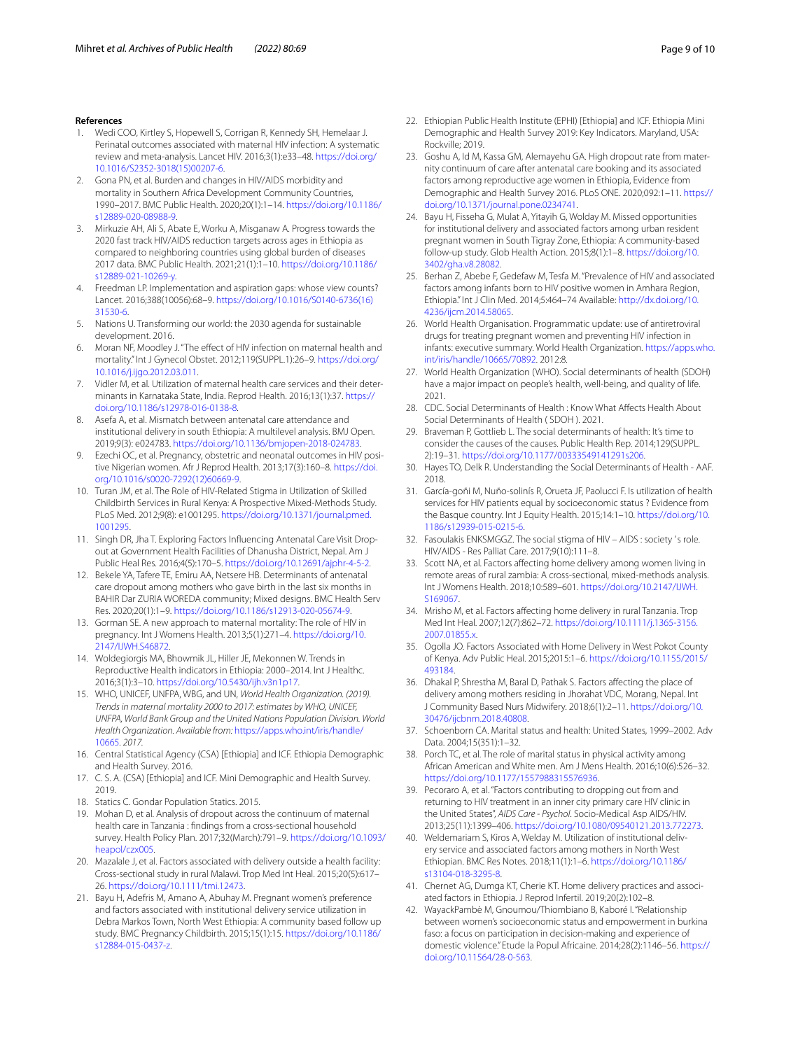## References

1. Wedi COO, Kirtley S, Hopewell S, Corrigan R, Kennedy SH, Hemelaar J. Perinatal outcomes associated with maternal HIV infection: A systematic review and meta-analysis. Lancet HIV. 2016;3(1):e33–48. https://doi.org/10.1016/S2352-3018(15)00207-6.
2. Gona PN, et al. Burden and changes in HIV/AIDS morbidity and mortality in Southern Africa Development Community Countries, 1990–2017. BMC Public Health. 2020;20(1):1–14. https://doi.org/10.1186/s12889-020-08988-9.
3. Mirkuzie AH, Ali S, Abate E, Worku A, Misganaw A. Progress towards the 2020 fast track HIV/AIDS reduction targets across ages in Ethiopia as compared to neighboring countries using global burden of diseases 2017 data. BMC Public Health. 2021;21(1):1–10. https://doi.org/10.1186/s12889-021-10269-y.
4. Freedman LP. Implementation and aspiration gaps: whose view counts? Lancet. 2016;388(10056):68–9. https://doi.org/10.1016/S0140-6736(16)31530-6.
5. Nations U. Transforming our world: the 2030 agenda for sustainable development. 2016.
6. Moran NF, Moodley J. "The effect of HIV infection on maternal health and mortality." Int J Gynecol Obstet. 2012;119(SUPPL.1):26–9. https://doi.org/10.1016/j.ijgo.2012.03.011.
7. Vidler M, et al. Utilization of maternal health care services and their determinants in Karnataka State, India. Reprod Health. 2016;13(1):37. https://doi.org/10.1186/s12978-016-0138-8.
8. Asefa A, et al. Mismatch between antenatal care attendance and institutional delivery in south Ethiopia: A multilevel analysis. BMJ Open. 2019;9(3): e024783. https://doi.org/10.1136/bmjopen-2018-024783.
9. Ezechi OC, et al. Pregnancy, obstetric and neonatal outcomes in HIV positive Nigerian women. Afr J Reprod Health. 2013;17(3):160–8. https://doi.org/10.1016/s0020-7292(12)60669-9.
10. Turan JM, et al. The Role of HIV-Related Stigma in Utilization of Skilled Childbirth Services in Rural Kenya: A Prospective Mixed-Methods Study. PLoS Med. 2012;9(8): e1001295. https://doi.org/10.1371/journal.pmed.1001295.
11. Singh DR, Jha T. Exploring Factors Influencing Antenatal Care Visit Dropout at Government Health Facilities of Dhanusha District, Nepal. Am J Public Heal Res. 2016;4(5):170–5. https://doi.org/10.12691/ajphr-4-5-2.
12. Bekele YA, Tafere TE, Emiru AA, Netsere HB. Determinants of antenatal care dropout among mothers who gave birth in the last six months in BAHIR Dar ZURIA WOREDA community; Mixed designs. BMC Health Serv Res. 2020;20(1):1–9. https://doi.org/10.1186/s12913-020-05674-9.
13. Gorman SE. A new approach to maternal mortality: The role of HIV in pregnancy. Int J Womens Health. 2013;5(1):271–4. https://doi.org/10.2147/IJWH.S46872.
14. Woldegiorgis MA, Bhowmik JL, Hiller JE, Mekonnen W. Trends in Reproductive Health indicators in Ethiopia: 2000–2014. Int J Healthc. 2016;3(1):3–10. https://doi.org/10.5430/ijh.v3n1p17.
15. WHO, UNICEF, UNFPA, WBG, and UN, *World Health Organization. (2019). Trends in maternal mortality 2000 to 2017: estimates by WHO, UNICEF, UNFPA, World Bank Group and the United Nations Population Division. World Health Organization. Available from:* https://apps.who.int/iris/handle/10665. *2017.*
16. Central Statistical Agency (CSA) [Ethiopia] and ICF. Ethiopia Demographic and Health Survey. 2016.
17. C. S. A. (CSA) [Ethiopia] and ICF. Mini Demographic and Health Survey. 2019.
18. Statics C. Gondar Population Statics. 2015.
19. Mohan D, et al. Analysis of dropout across the continuum of maternal health care in Tanzania : findings from a cross-sectional household survey. Health Policy Plan. 2017;32(March):791–9. https://doi.org/10.1093/heapol/czx005.
20. Mazalale J, et al. Factors associated with delivery outside a health facility: Cross-sectional study in rural Malawi. Trop Med Int Heal. 2015;20(5):617–26. https://doi.org/10.1111/tmi.12473.
21. Bayu H, Adefris M, Amano A, Abuhay M. Pregnant women's preference and factors associated with institutional delivery service utilization in Debra Markos Town, North West Ethiopia: A community based follow up study. BMC Pregnancy Childbirth. 2015;15(1):15. https://doi.org/10.1186/s12884-015-0437-z.
22. Ethiopian Public Health Institute (EPHI) [Ethiopia] and ICF. Ethiopia Mini Demographic and Health Survey 2019: Key Indicators. Maryland, USA: Rockville; 2019.
23. Goshu A, Id M, Kassa GM, Alemayehu GA. High dropout rate from maternity continuum of care after antenatal care booking and its associated factors among reproductive age women in Ethiopia, Evidence from Demographic and Health Survey 2016. PLoS ONE. 2020;092:1–11. https://doi.org/10.1371/journal.pone.0234741.
24. Bayu H, Fisseha G, Mulat A, Yitayih G, Wolday M. Missed opportunities for institutional delivery and associated factors among urban resident pregnant women in South Tigray Zone, Ethiopia: A community-based follow-up study. Glob Health Action. 2015;8(1):1–8. https://doi.org/10.3402/gha.v8.28082.
25. Berhan Z, Abebe F, Gedefaw M, Tesfa M. "Prevalence of HIV and associated factors among infants born to HIV positive women in Amhara Region, Ethiopia." Int J Clin Med. 2014;5:464–74 Available: http://dx.doi.org/10.4236/ijcm.2014.58065.
26. World Health Organisation. Programmatic update: use of antiretroviral drugs for treating pregnant women and preventing HIV infection in infants: executive summary. World Health Organization. https://apps.who.int/iris/handle/10665/70892. 2012:8.
27. World Health Organization (WHO). Social determinants of health (SDOH) have a major impact on people's health, well-being, and quality of life. 2021.
28. CDC. Social Determinants of Health : Know What Affects Health About Social Determinants of Health ( SDOH ). 2021.
29. Braveman P, Gottlieb L. The social determinants of health: It's time to consider the causes of the causes. Public Health Rep. 2014;129(SUPPL. 2):19–31. https://doi.org/10.1177/00333549141291s206.
30. Hayes TO, Delk R. Understanding the Social Determinants of Health - AAF. 2018.
31. García-goñi M, Nuño-solinís R, Orueta JF, Paolucci F. Is utilization of health services for HIV patients equal by socioeconomic status ? Evidence from the Basque country. Int J Equity Health. 2015;14:1–10. https://doi.org/10.1186/s12939-015-0215-6.
32. Fasoulakis ENKSMGGZ. The social stigma of HIV – AIDS : society ' s role. HIV/AIDS - Res Palliat Care. 2017;9(10):111–8.
33. Scott NA, et al. Factors affecting home delivery among women living in remote areas of rural zambia: A cross-sectional, mixed-methods analysis. Int J Womens Health. 2018;10:589–601. https://doi.org/10.2147/IJWH.S169067.
34. Mrisho M, et al. Factors affecting home delivery in rural Tanzania. Trop Med Int Heal. 2007;12(7):862–72. https://doi.org/10.1111/j.1365-3156.2007.01855.x.
35. Ogolla JO. Factors Associated with Home Delivery in West Pokot County of Kenya. Adv Public Heal. 2015;2015:1–6. https://doi.org/10.1155/2015/493184.
36. Dhakal P, Shrestha M, Baral D, Pathak S. Factors affecting the place of delivery among mothers residing in Jhorahat VDC, Morang, Nepal. Int J Community Based Nurs Midwifery. 2018;6(1):2–11. https://doi.org/10.30476/ijcbnm.2018.40808.
37. Schoenborn CA. Marital status and health: United States, 1999–2002. Adv Data. 2004;15(351):1–32.
38. Porch TC, et al. The role of marital status in physical activity among African American and White men. Am J Mens Health. 2016;10(6):526–32. https://doi.org/10.1177/1557988315576936.
39. Pecoraro A, et al. "Factors contributing to dropping out from and returning to HIV treatment in an inner city primary care HIV clinic in the United States", *AIDS Care - Psychol.* Socio-Medical Asp AIDS/HIV. 2013;25(11):1399–406. https://doi.org/10.1080/09540121.2013.772273.
40. Weldemariam S, Kiros A, Welday M. Utilization of institutional delivery service and associated factors among mothers in North West Ethiopian. BMC Res Notes. 2018;11(1):1–6. https://doi.org/10.1186/s13104-018-3295-8.
41. Chernet AG, Dumga KT, Cherie KT. Home delivery practices and associated factors in Ethiopia. J Reprod Infertil. 2019;20(2):102–8.
42. WayackPambè M, Gnoumou/Thiombiano B, Kaboré I. "Relationship between women's socioeconomic status and empowerment in burkina faso: a focus on participation in decision-making and experience of domestic violence." Etude la Popul Africaine. 2014;28(2):1146–56. https://doi.org/10.11564/28-0-563.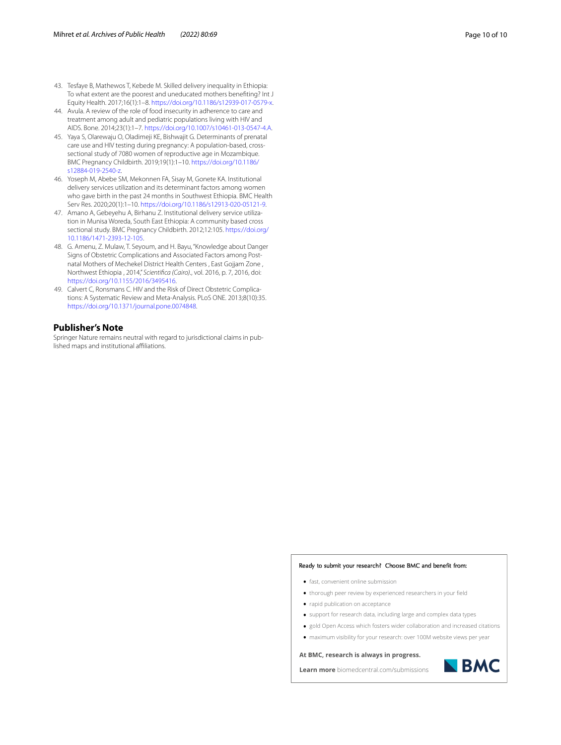43. Tesfaye B, Mathewos T, Kebede M. Skilled delivery inequality in Ethiopia: To what extent are the poorest and uneducated mothers benefiting? Int J Equity Health. 2017;16(1):1–8. https://doi.org/10.1186/s12939-017-0579-x.
44. Avula. A review of the role of food insecurity in adherence to care and treatment among adult and pediatric populations living with HIV and AIDS. Bone. 2014;23(1):1–7. https://doi.org/10.1007/s10461-013-0547-4.A.
45. Yaya S, Olarewaju O, Oladimeji KE, Bishwajit G. Determinants of prenatal care use and HIV testing during pregnancy: A population-based, cross-sectional study of 7080 women of reproductive age in Mozambique. BMC Pregnancy Childbirth. 2019;19(1):1–10. https://doi.org/10.1186/s12884-019-2540-z.
46. Yoseph M, Abebe SM, Mekonnen FA, Sisay M, Gonete KA. Institutional delivery services utilization and its determinant factors among women who gave birth in the past 24 months in Southwest Ethiopia. BMC Health Serv Res. 2020;20(1):1–10. https://doi.org/10.1186/s12913-020-05121-9.
47. Amano A, Gebeyehu A, Birhanu Z. Institutional delivery service utilization in Munisa Woreda, South East Ethiopia: A community based cross sectional study. BMC Pregnancy Childbirth. 2012;12:105. https://doi.org/10.1186/1471-2393-12-105.
48. G. Amenu, Z. Mulaw, T. Seyoum, and H. Bayu, "Knowledge about Danger Signs of Obstetric Complications and Associated Factors among Postnatal Mothers of Mechekel District Health Centers , East Gojjam Zone , Northwest Ethiopia , 2014," *Scientifica (Cairo).*, vol. 2016, p. 7, 2016, doi: https://doi.org/10.1155/2016/3495416.
49. Calvert C, Ronsmans C. HIV and the Risk of Direct Obstetric Complications: A Systematic Review and Meta-Analysis. PLoS ONE. 2013;8(10):35. https://doi.org/10.1371/journal.pone.0074848.

## Publisher's Note

Springer Nature remains neutral with regard to jurisdictional claims in published maps and institutional affiliations.

Ready to submit your research? Choose BMC and benefit from:

- fast, convenient online submission
- thorough peer review by experienced researchers in your field
- rapid publication on acceptance
- support for research data, including large and complex data types
- gold Open Access which fosters wider collaboration and increased citations
- maximum visibility for your research: over 100M website views per year

**At BMC, research is always in progress.**

**Learn more** biomedcentral.com/submissions

BMC